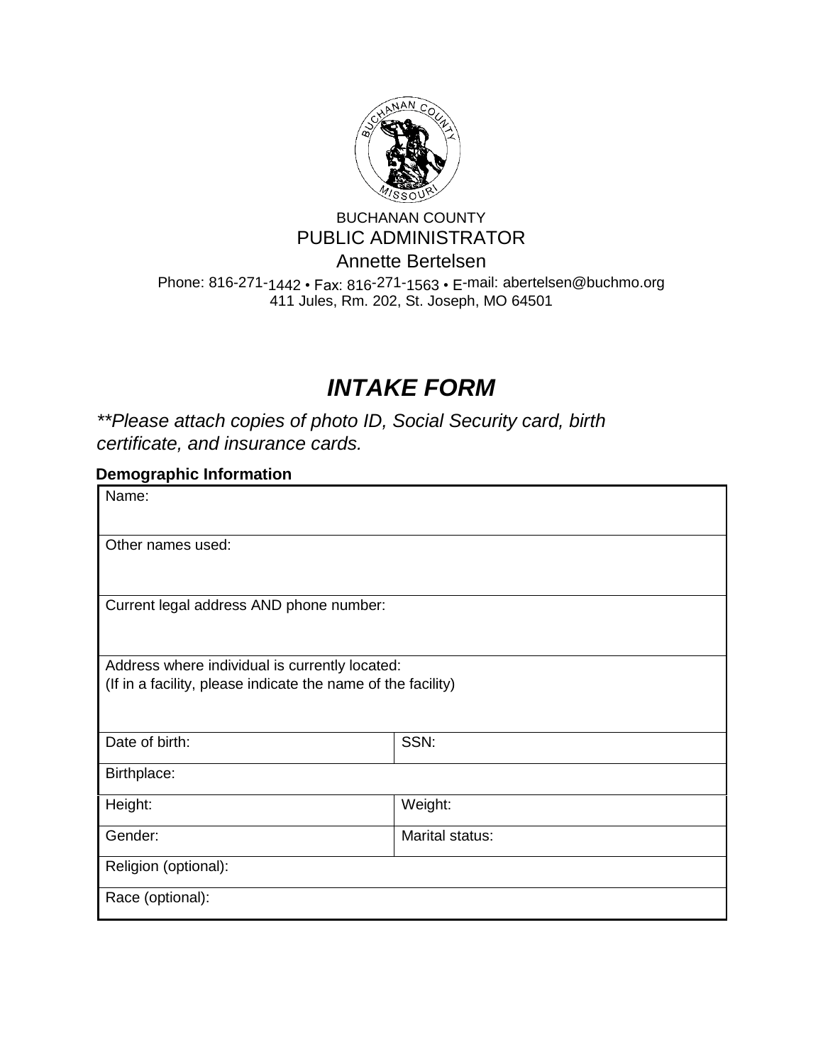BUCHANAN COUNTY
PUBLIC ADMINISTRATOR
Annette Bertelsen

Phone: 816-271-1442 • Fax: 816-271-1563 • E-mail: abertelsen@buchmo.org
411 Jules, Rm. 202, St. Joseph, MO 64501

# *INTAKE FORM*

*\*\*Please attach copies of photo ID, Social Security card, birth certificate, and insurance cards.*

**Demographic Information**

| Name: | |
|---|---|
| Other names used: | |
| Current legal address AND phone number: | |
| Address where individual is currently located:<br>(If in a facility, please indicate the name of the facility) | |
| Date of birth: | SSN: |
| Birthplace: | |
| Height: | Weight: |
| Gender: | Marital status: |
| Religion (optional): | |
| Race (optional): | |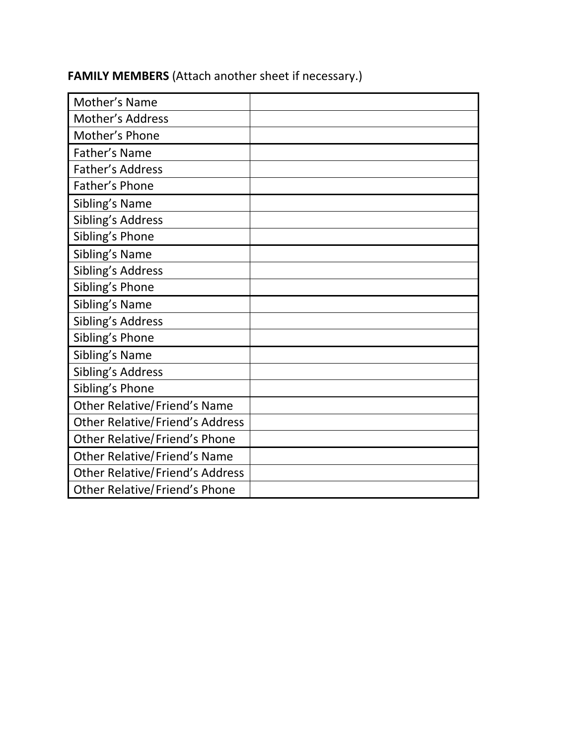**FAMILY MEMBERS** (Attach another sheet if necessary.)

| | |
|---|---|
| Mother's Name | |
| Mother's Address | |
| Mother's Phone | |
| Father's Name | |
| Father's Address | |
| Father's Phone | |
| Sibling's Name | |
| Sibling's Address | |
| Sibling's Phone | |
| Sibling's Name | |
| Sibling's Address | |
| Sibling's Phone | |
| Sibling's Name | |
| Sibling's Address | |
| Sibling's Phone | |
| Sibling's Name | |
| Sibling's Address | |
| Sibling's Phone | |
| Other Relative/Friend's Name | |
| Other Relative/Friend's Address | |
| Other Relative/Friend's Phone | |
| Other Relative/Friend's Name | |
| Other Relative/Friend's Address | |
| Other Relative/Friend's Phone | |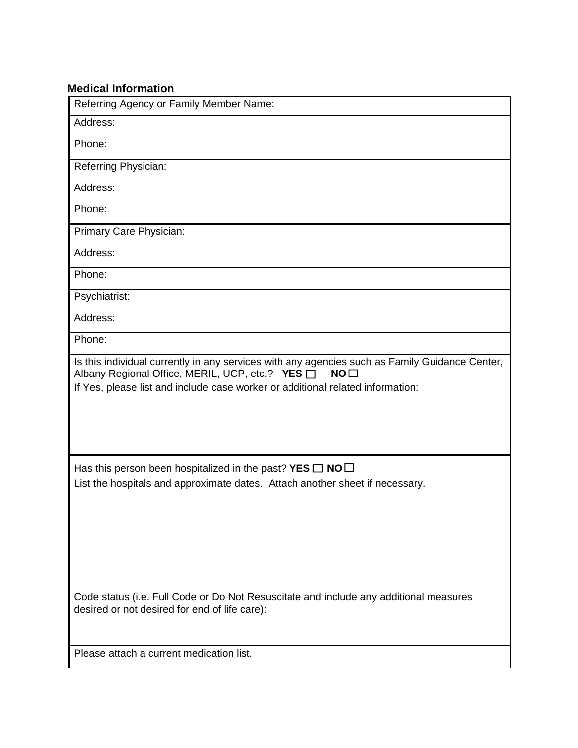**Medical Information**

| Referring Agency or Family Member Name: |
|---|
| Address: |
| Phone: |
| Referring Physician: |
| Address: |
| Phone: |
| Primary Care Physician: |
| Address: |
| Phone: |
| Psychiatrist: |
| Address: |
| Phone: |
| Is this individual currently in any services with any agencies such as Family Guidance Center, Albany Regional Office, MERIL, UCP, etc.? **YES** ☐ **NO** ☐<br>If Yes, please list and include case worker or additional related information: |
| Has this person been hospitalized in the past? **YES** ☐ **NO** ☐<br>List the hospitals and approximate dates. Attach another sheet if necessary. |
| Code status (i.e. Full Code or Do Not Resuscitate and include any additional measures desired or not desired for end of life care): |
| Please attach a current medication list. |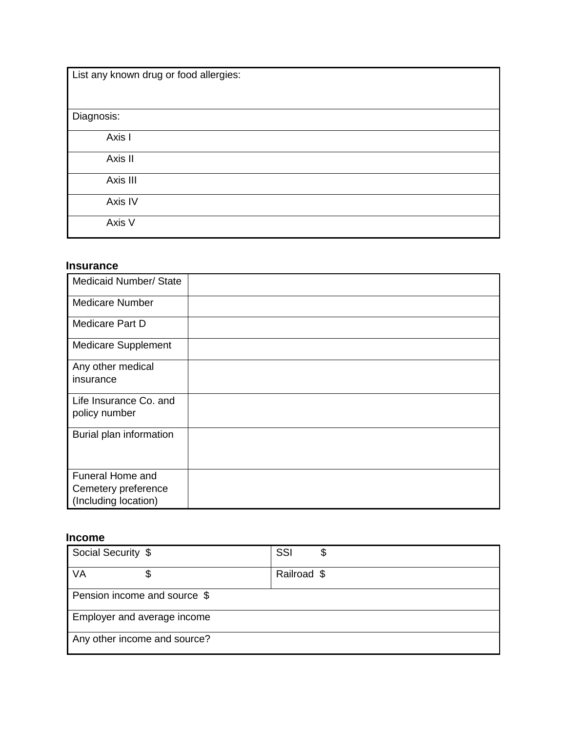| List any known drug or food allergies: |
|---|
| Diagnosis: |
| Axis I |
| Axis II |
| Axis III |
| Axis IV |
| Axis V |

**Insurance**

| Medicaid Number/ State | |
|---|---|
| Medicare Number | |
| Medicare Part D | |
| Medicare Supplement | |
| Any other medical insurance | |
| Life Insurance Co. and policy number | |
| Burial plan information | |
| Funeral Home and Cemetery preference (Including location) | |

**Income**

| Social Security $ | SSI $ |
|---|---|
| VA $ | Railroad $ |
| Pension income and source $ | |
| Employer and average income | |
| Any other income and source? | |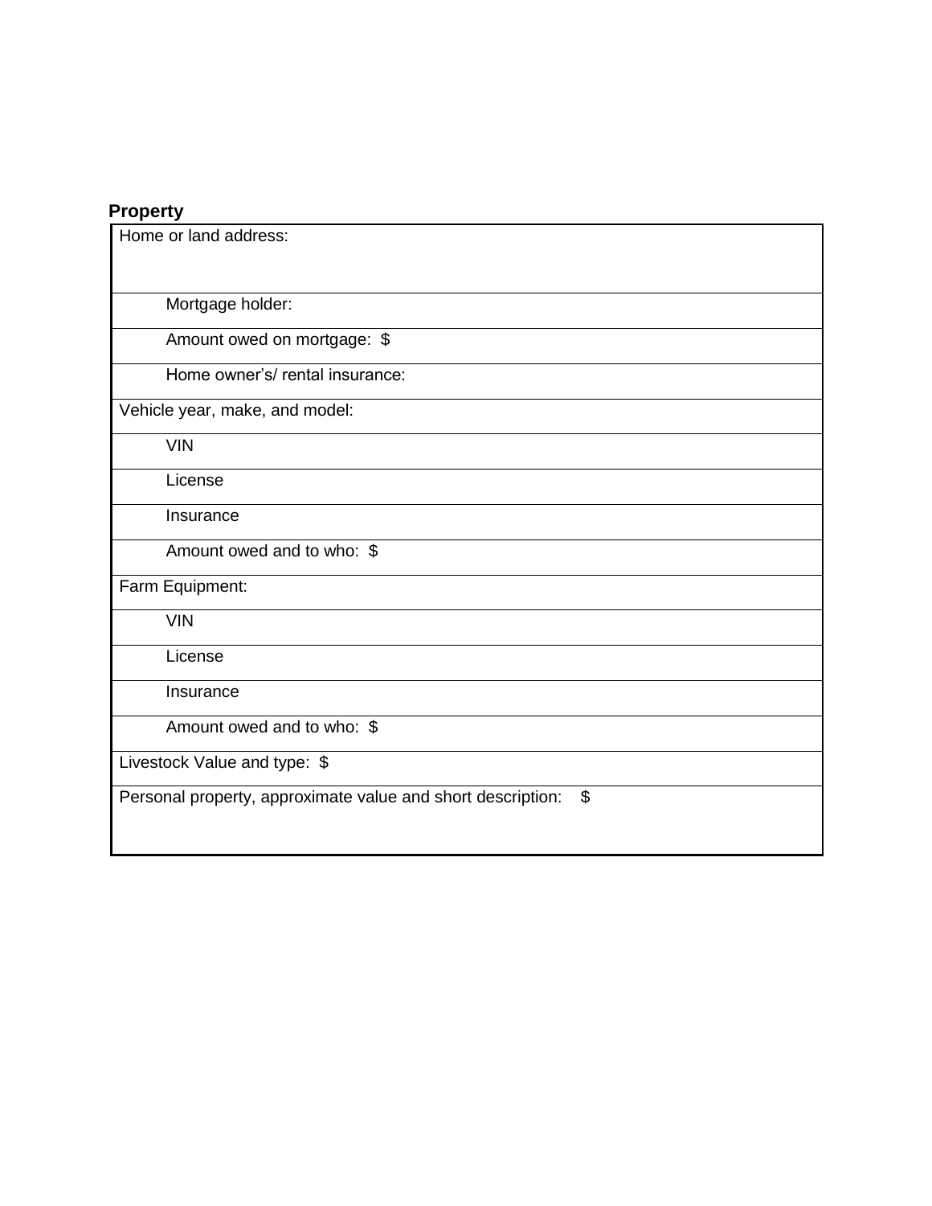**Property**

| Home or land address: |
|---|
| Mortgage holder: |
| Amount owed on mortgage:  $ |
| Home owner's/ rental insurance: |
| Vehicle year, make, and model: |
| VIN |
| License |
| Insurance |
| Amount owed and to who:  $ |
| Farm Equipment: |
| VIN |
| License |
| Insurance |
| Amount owed and to who:  $ |
| Livestock Value and type:  $ |
| Personal property, approximate value and short description:    $ |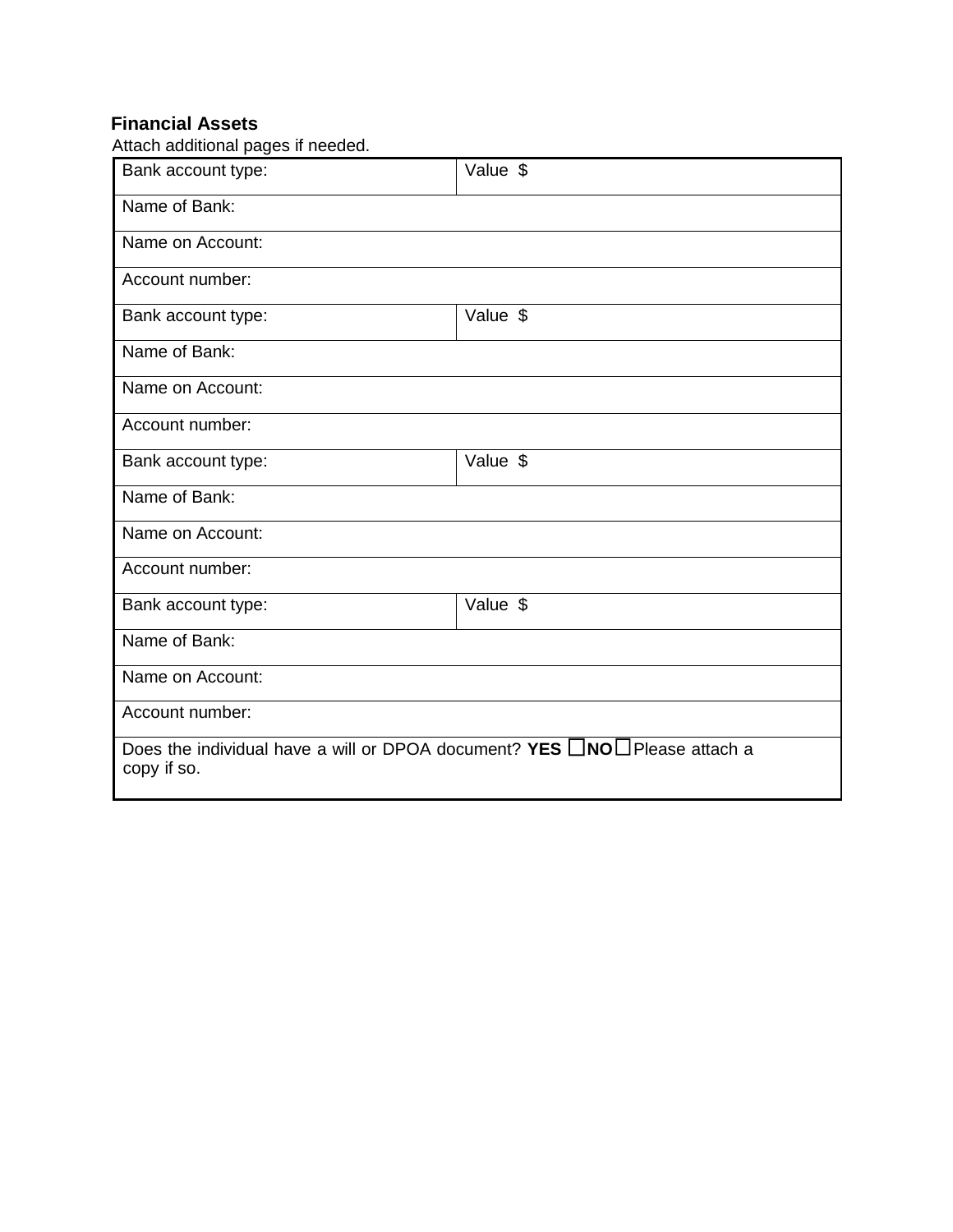**Financial Assets**

Attach additional pages if needed.

| | |
|---|---|
| Bank account type: | Value $ |
| Name of Bank: | |
| Name on Account: | |
| Account number: | |
| Bank account type: | Value $ |
| Name of Bank: | |
| Name on Account: | |
| Account number: | |
| Bank account type: | Value $ |
| Name of Bank: | |
| Name on Account: | |
| Account number: | |
| Bank account type: | Value $ |
| Name of Bank: | |
| Name on Account: | |
| Account number: | |
| Does the individual have a will or DPOA document? **YES** ☐**NO**☐ Please attach a copy if so. | |